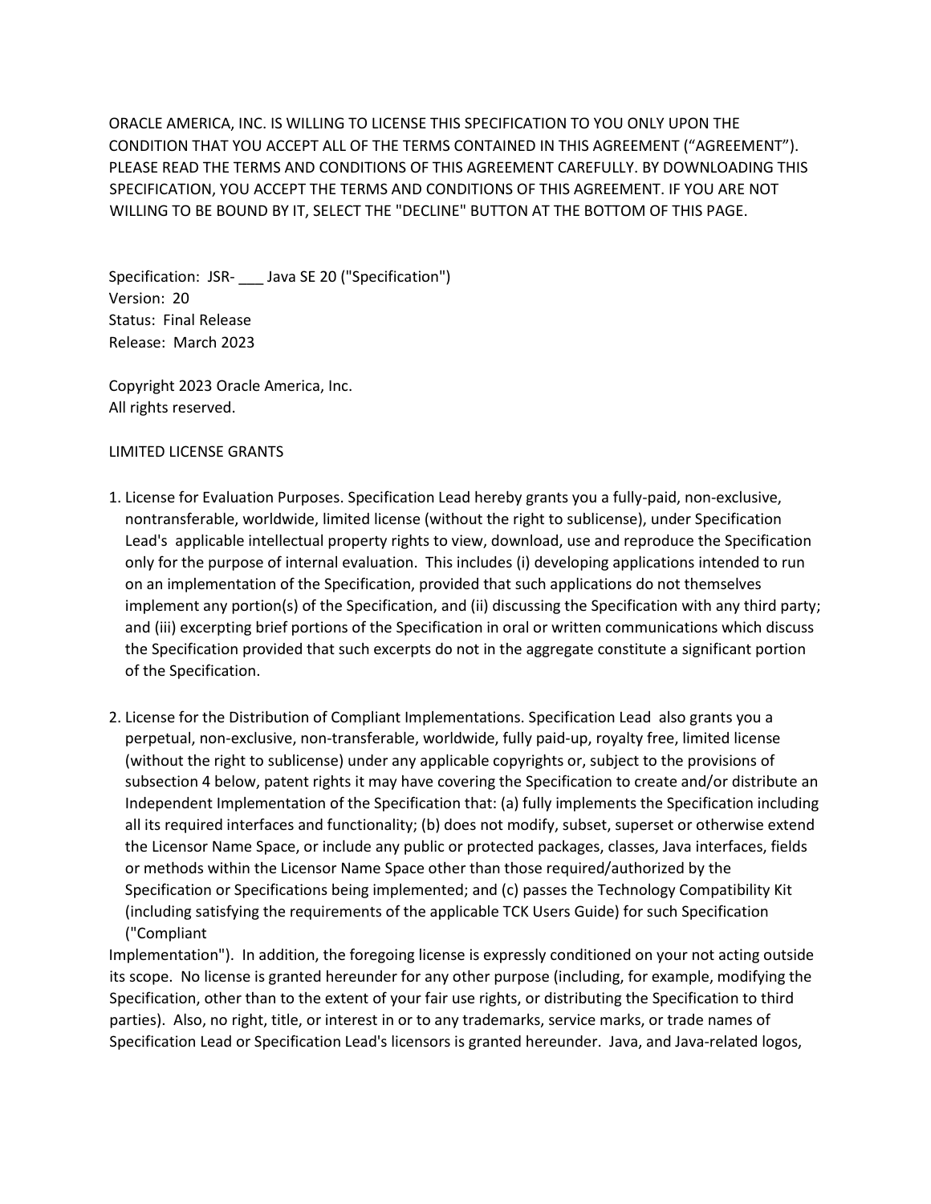ORACLE AMERICA, INC. IS WILLING TO LICENSE THIS SPECIFICATION TO YOU ONLY UPON THE CONDITION THAT YOU ACCEPT ALL OF THE TERMS CONTAINED IN THIS AGREEMENT ("AGREEMENT"). PLEASE READ THE TERMS AND CONDITIONS OF THIS AGREEMENT CAREFULLY. BY DOWNLOADING THIS SPECIFICATION, YOU ACCEPT THE TERMS AND CONDITIONS OF THIS AGREEMENT. IF YOU ARE NOT WILLING TO BE BOUND BY IT, SELECT THE "DECLINE" BUTTON AT THE BOTTOM OF THIS PAGE.

Specification: JSR- ___ Java SE 20 ("Specification")
Version: 20
Status: Final Release
Release: March 2023

Copyright 2023 Oracle America, Inc.
All rights reserved.

LIMITED LICENSE GRANTS

1. License for Evaluation Purposes. Specification Lead hereby grants you a fully-paid, non-exclusive, nontransferable, worldwide, limited license (without the right to sublicense), under Specification Lead's applicable intellectual property rights to view, download, use and reproduce the Specification only for the purpose of internal evaluation. This includes (i) developing applications intended to run on an implementation of the Specification, provided that such applications do not themselves implement any portion(s) of the Specification, and (ii) discussing the Specification with any third party; and (iii) excerpting brief portions of the Specification in oral or written communications which discuss the Specification provided that such excerpts do not in the aggregate constitute a significant portion of the Specification.

2. License for the Distribution of Compliant Implementations. Specification Lead also grants you a perpetual, non-exclusive, non-transferable, worldwide, fully paid-up, royalty free, limited license (without the right to sublicense) under any applicable copyrights or, subject to the provisions of subsection 4 below, patent rights it may have covering the Specification to create and/or distribute an Independent Implementation of the Specification that: (a) fully implements the Specification including all its required interfaces and functionality; (b) does not modify, subset, superset or otherwise extend the Licensor Name Space, or include any public or protected packages, classes, Java interfaces, fields or methods within the Licensor Name Space other than those required/authorized by the Specification or Specifications being implemented; and (c) passes the Technology Compatibility Kit (including satisfying the requirements of the applicable TCK Users Guide) for such Specification ("Compliant Implementation"). In addition, the foregoing license is expressly conditioned on your not acting outside its scope. No license is granted hereunder for any other purpose (including, for example, modifying the Specification, other than to the extent of your fair use rights, or distributing the Specification to third parties). Also, no right, title, or interest in or to any trademarks, service marks, or trade names of Specification Lead or Specification Lead's licensors is granted hereunder. Java, and Java-related logos,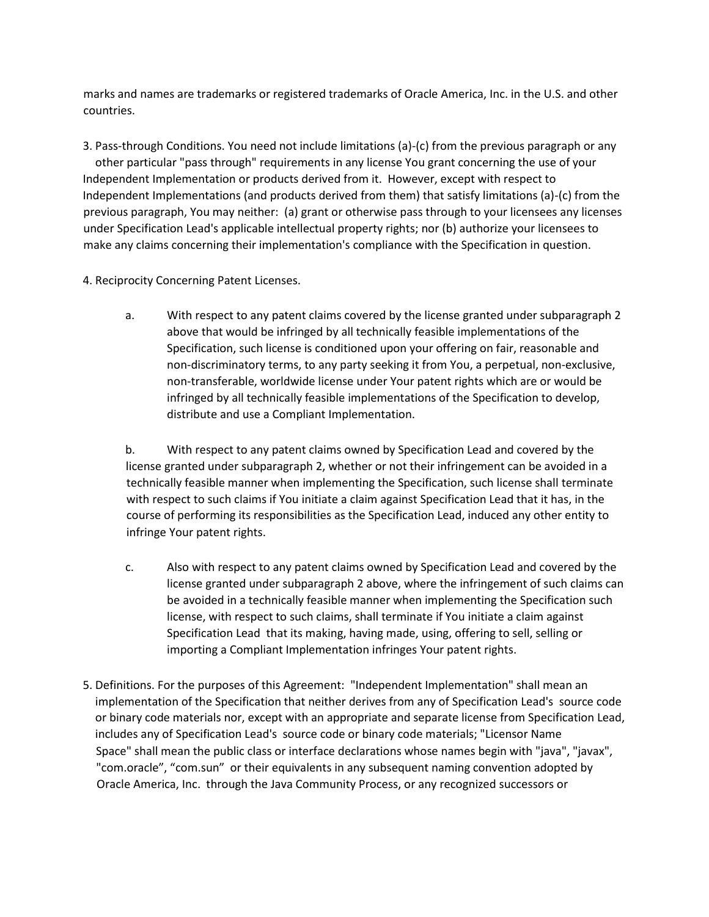marks and names are trademarks or registered trademarks of Oracle America, Inc. in the U.S. and other countries.

3. Pass-through Conditions. You need not include limitations (a)-(c) from the previous paragraph or any other particular "pass through" requirements in any license You grant concerning the use of your Independent Implementation or products derived from it. However, except with respect to Independent Implementations (and products derived from them) that satisfy limitations (a)-(c) from the previous paragraph, You may neither: (a) grant or otherwise pass through to your licensees any licenses under Specification Lead's applicable intellectual property rights; nor (b) authorize your licensees to make any claims concerning their implementation's compliance with the Specification in question.

4. Reciprocity Concerning Patent Licenses.

   a. With respect to any patent claims covered by the license granted under subparagraph 2 above that would be infringed by all technically feasible implementations of the Specification, such license is conditioned upon your offering on fair, reasonable and non-discriminatory terms, to any party seeking it from You, a perpetual, non-exclusive, non-transferable, worldwide license under Your patent rights which are or would be infringed by all technically feasible implementations of the Specification to develop, distribute and use a Compliant Implementation.

   b. With respect to any patent claims owned by Specification Lead and covered by the license granted under subparagraph 2, whether or not their infringement can be avoided in a technically feasible manner when implementing the Specification, such license shall terminate with respect to such claims if You initiate a claim against Specification Lead that it has, in the course of performing its responsibilities as the Specification Lead, induced any other entity to infringe Your patent rights.

   c. Also with respect to any patent claims owned by Specification Lead and covered by the license granted under subparagraph 2 above, where the infringement of such claims can be avoided in a technically feasible manner when implementing the Specification such license, with respect to such claims, shall terminate if You initiate a claim against Specification Lead that its making, having made, using, offering to sell, selling or importing a Compliant Implementation infringes Your patent rights.

5. Definitions. For the purposes of this Agreement: "Independent Implementation" shall mean an implementation of the Specification that neither derives from any of Specification Lead's source code or binary code materials nor, except with an appropriate and separate license from Specification Lead, includes any of Specification Lead's source code or binary code materials; "Licensor Name Space" shall mean the public class or interface declarations whose names begin with "java", "javax", "com.oracle", "com.sun" or their equivalents in any subsequent naming convention adopted by Oracle America, Inc. through the Java Community Process, or any recognized successors or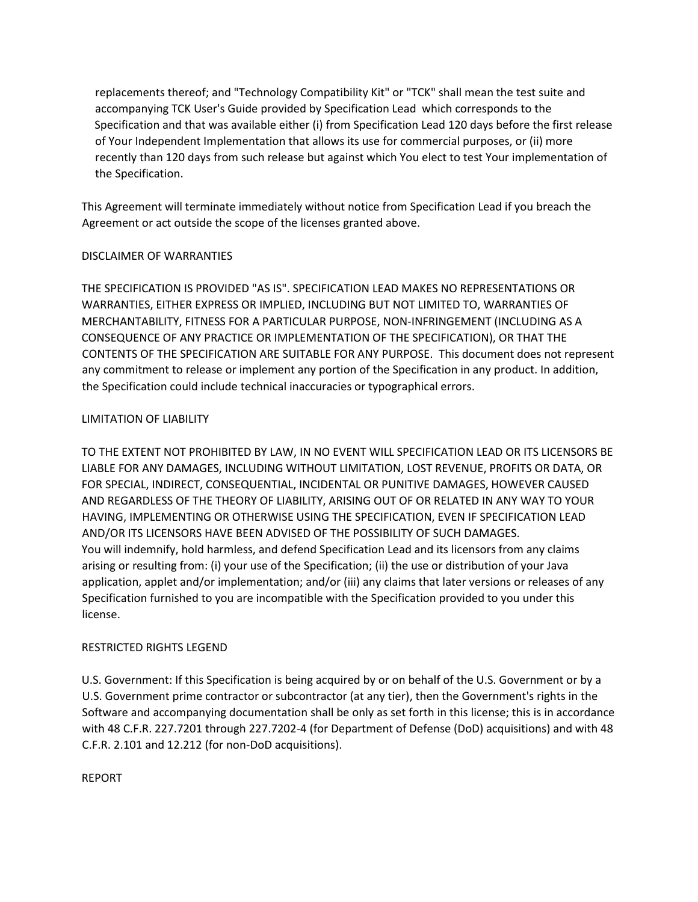replacements thereof; and "Technology Compatibility Kit" or "TCK" shall mean the test suite and accompanying TCK User's Guide provided by Specification Lead which corresponds to the Specification and that was available either (i) from Specification Lead 120 days before the first release of Your Independent Implementation that allows its use for commercial purposes, or (ii) more recently than 120 days from such release but against which You elect to test Your implementation of the Specification.

This Agreement will terminate immediately without notice from Specification Lead if you breach the Agreement or act outside the scope of the licenses granted above.

DISCLAIMER OF WARRANTIES

THE SPECIFICATION IS PROVIDED "AS IS". SPECIFICATION LEAD MAKES NO REPRESENTATIONS OR WARRANTIES, EITHER EXPRESS OR IMPLIED, INCLUDING BUT NOT LIMITED TO, WARRANTIES OF MERCHANTABILITY, FITNESS FOR A PARTICULAR PURPOSE, NON-INFRINGEMENT (INCLUDING AS A CONSEQUENCE OF ANY PRACTICE OR IMPLEMENTATION OF THE SPECIFICATION), OR THAT THE CONTENTS OF THE SPECIFICATION ARE SUITABLE FOR ANY PURPOSE. This document does not represent any commitment to release or implement any portion of the Specification in any product. In addition, the Specification could include technical inaccuracies or typographical errors.

LIMITATION OF LIABILITY

TO THE EXTENT NOT PROHIBITED BY LAW, IN NO EVENT WILL SPECIFICATION LEAD OR ITS LICENSORS BE LIABLE FOR ANY DAMAGES, INCLUDING WITHOUT LIMITATION, LOST REVENUE, PROFITS OR DATA, OR FOR SPECIAL, INDIRECT, CONSEQUENTIAL, INCIDENTAL OR PUNITIVE DAMAGES, HOWEVER CAUSED AND REGARDLESS OF THE THEORY OF LIABILITY, ARISING OUT OF OR RELATED IN ANY WAY TO YOUR HAVING, IMPLEMENTING OR OTHERWISE USING THE SPECIFICATION, EVEN IF SPECIFICATION LEAD AND/OR ITS LICENSORS HAVE BEEN ADVISED OF THE POSSIBILITY OF SUCH DAMAGES.
You will indemnify, hold harmless, and defend Specification Lead and its licensors from any claims arising or resulting from: (i) your use of the Specification; (ii) the use or distribution of your Java application, applet and/or implementation; and/or (iii) any claims that later versions or releases of any Specification furnished to you are incompatible with the Specification provided to you under this license.

RESTRICTED RIGHTS LEGEND

U.S. Government: If this Specification is being acquired by or on behalf of the U.S. Government or by a U.S. Government prime contractor or subcontractor (at any tier), then the Government's rights in the Software and accompanying documentation shall be only as set forth in this license; this is in accordance with 48 C.F.R. 227.7201 through 227.7202-4 (for Department of Defense (DoD) acquisitions) and with 48 C.F.R. 2.101 and 12.212 (for non-DoD acquisitions).

REPORT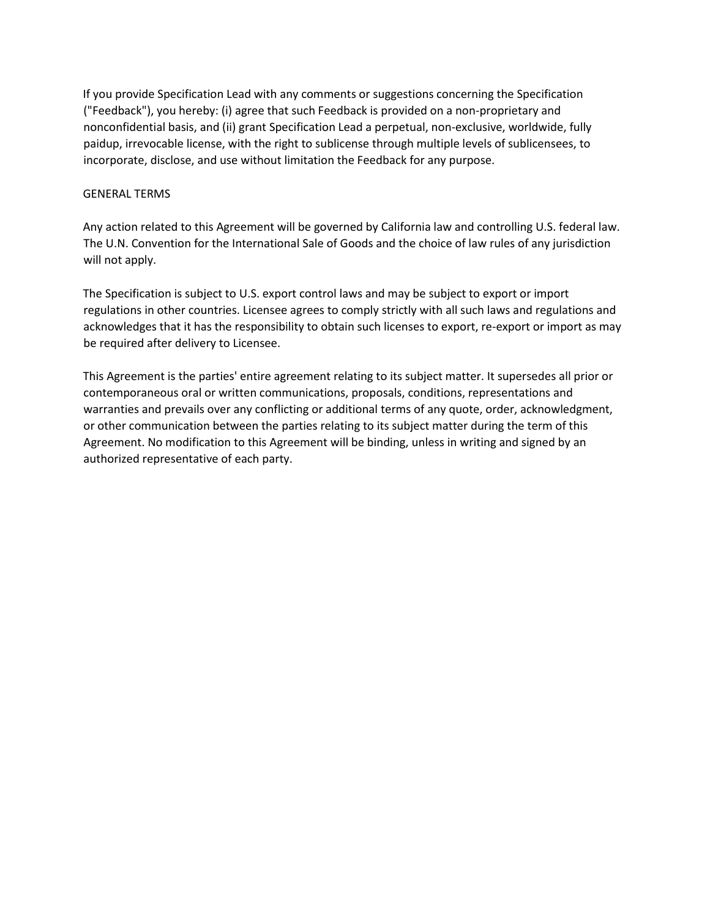If you provide Specification Lead with any comments or suggestions concerning the Specification ("Feedback"), you hereby: (i) agree that such Feedback is provided on a non-proprietary and nonconfidential basis, and (ii) grant Specification Lead a perpetual, non-exclusive, worldwide, fully paidup, irrevocable license, with the right to sublicense through multiple levels of sublicensees, to incorporate, disclose, and use without limitation the Feedback for any purpose.

## GENERAL TERMS

Any action related to this Agreement will be governed by California law and controlling U.S. federal law. The U.N. Convention for the International Sale of Goods and the choice of law rules of any jurisdiction will not apply.

The Specification is subject to U.S. export control laws and may be subject to export or import regulations in other countries. Licensee agrees to comply strictly with all such laws and regulations and acknowledges that it has the responsibility to obtain such licenses to export, re-export or import as may be required after delivery to Licensee.

This Agreement is the parties' entire agreement relating to its subject matter. It supersedes all prior or contemporaneous oral or written communications, proposals, conditions, representations and warranties and prevails over any conflicting or additional terms of any quote, order, acknowledgment, or other communication between the parties relating to its subject matter during the term of this Agreement. No modification to this Agreement will be binding, unless in writing and signed by an authorized representative of each party.